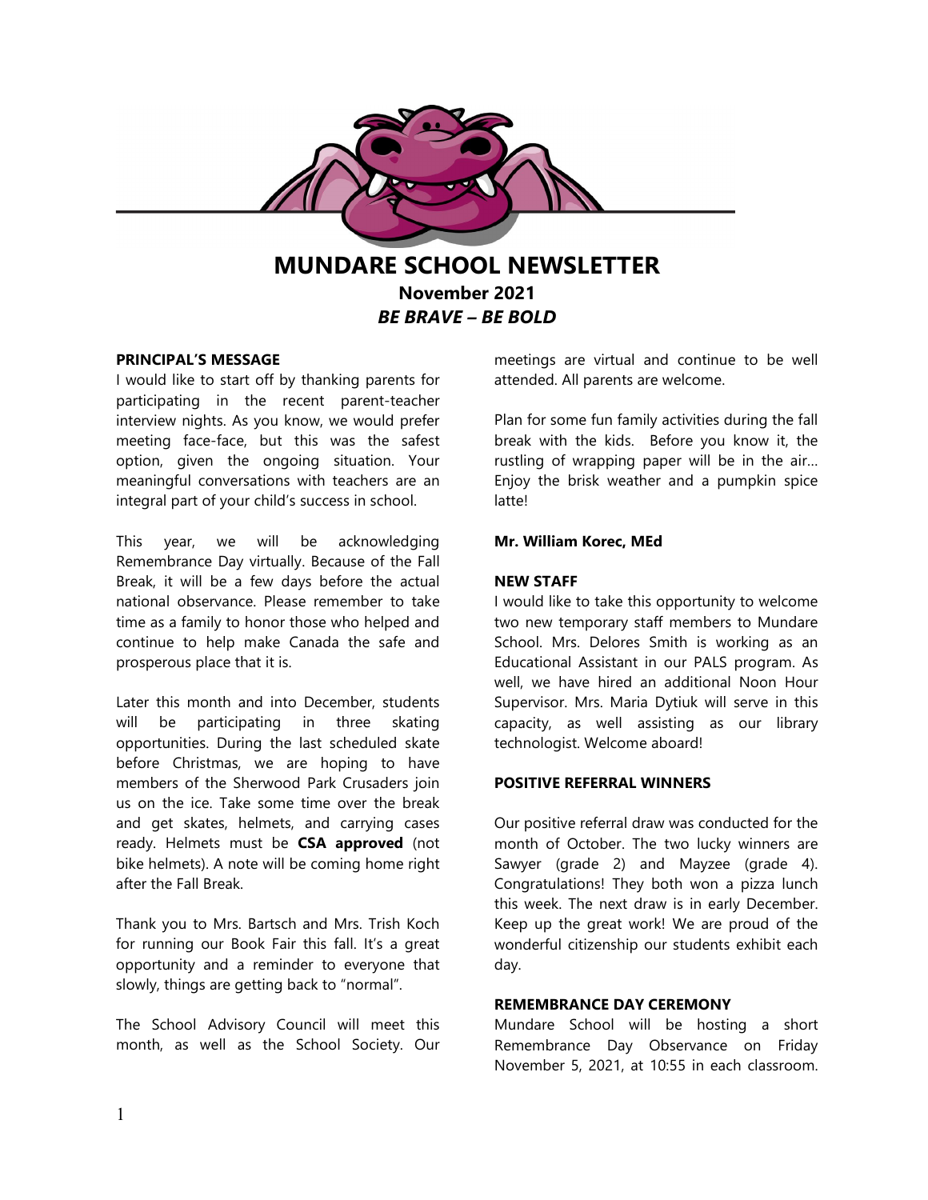# MUNDARE SCHOOL NEWSLETTER

**November 2021**

***BE BRAVE – BE BOLD***

## PRINCIPAL'S MESSAGE

I would like to start off by thanking parents for participating in the recent parent-teacher interview nights. As you know, we would prefer meeting face-face, but this was the safest option, given the ongoing situation. Your meaningful conversations with teachers are an integral part of your child's success in school.

This year, we will be acknowledging Remembrance Day virtually. Because of the Fall Break, it will be a few days before the actual national observance. Please remember to take time as a family to honor those who helped and continue to help make Canada the safe and prosperous place that it is.

Later this month and into December, students will be participating in three skating opportunities. During the last scheduled skate before Christmas, we are hoping to have members of the Sherwood Park Crusaders join us on the ice. Take some time over the break and get skates, helmets, and carrying cases ready. Helmets must be **CSA approved** (not bike helmets). A note will be coming home right after the Fall Break.

Thank you to Mrs. Bartsch and Mrs. Trish Koch for running our Book Fair this fall. It's a great opportunity and a reminder to everyone that slowly, things are getting back to "normal".

The School Advisory Council will meet this month, as well as the School Society. Our meetings are virtual and continue to be well attended. All parents are welcome.

Plan for some fun family activities during the fall break with the kids. Before you know it, the rustling of wrapping paper will be in the air… Enjoy the brisk weather and a pumpkin spice latte!

**Mr. William Korec, MEd**

## NEW STAFF

I would like to take this opportunity to welcome two new temporary staff members to Mundare School. Mrs. Delores Smith is working as an Educational Assistant in our PALS program. As well, we have hired an additional Noon Hour Supervisor. Mrs. Maria Dytiuk will serve in this capacity, as well assisting as our library technologist. Welcome aboard!

## POSITIVE REFERRAL WINNERS

Our positive referral draw was conducted for the month of October. The two lucky winners are Sawyer (grade 2) and Mayzee (grade 4). Congratulations! They both won a pizza lunch this week. The next draw is in early December. Keep up the great work! We are proud of the wonderful citizenship our students exhibit each day.

## REMEMBRANCE DAY CEREMONY

Mundare School will be hosting a short Remembrance Day Observance on Friday November 5, 2021, at 10:55 in each classroom.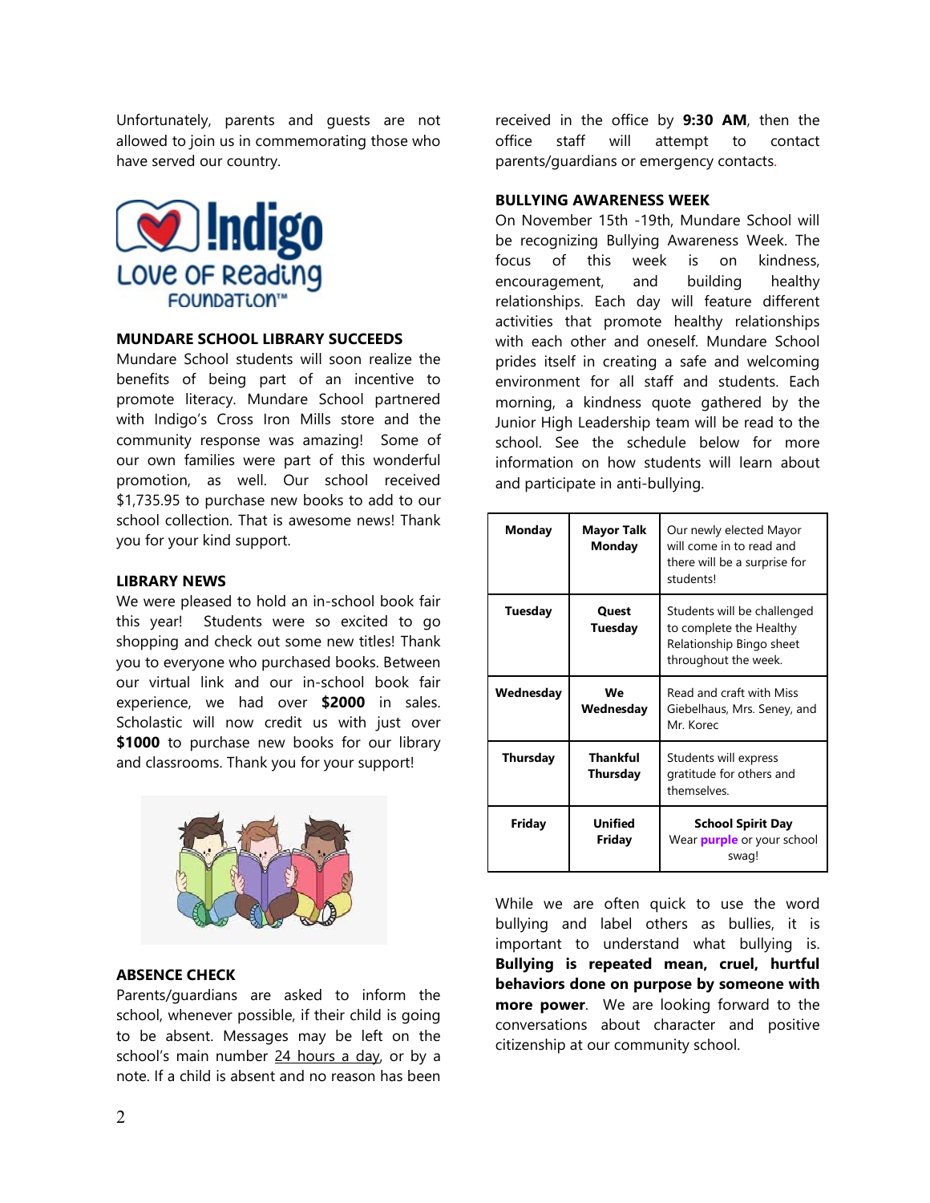Unfortunately, parents and guests are not allowed to join us in commemorating those who have served our country.

## MUNDARE SCHOOL LIBRARY SUCCEEDS

Mundare School students will soon realize the benefits of being part of an incentive to promote literacy. Mundare School partnered with Indigo's Cross Iron Mills store and the community response was amazing! Some of our own families were part of this wonderful promotion, as well. Our school received $1,735.95 to purchase new books to add to our school collection. That is awesome news! Thank you for your kind support.

## LIBRARY NEWS

We were pleased to hold an in-school book fair this year! Students were so excited to go shopping and check out some new titles! Thank you to everyone who purchased books. Between our virtual link and our in-school book fair experience, we had over **$2000** in sales. Scholastic will now credit us with just over **$1000** to purchase new books for our library and classrooms. Thank you for your support!

## ABSENCE CHECK

Parents/guardians are asked to inform the school, whenever possible, if their child is going to be absent. Messages may be left on the school's main number 24 hours a day, or by a note. If a child is absent and no reason has been received in the office by **9:30 AM**, then the office staff will attempt to contact parents/guardians or emergency contacts.

## BULLYING AWARENESS WEEK

On November 15th -19th, Mundare School will be recognizing Bullying Awareness Week. The focus of this week is on kindness, encouragement, and building healthy relationships. Each day will feature different activities that promote healthy relationships with each other and oneself. Mundare School prides itself in creating a safe and welcoming environment for all staff and students. Each morning, a kindness quote gathered by the Junior High Leadership team will be read to the school. See the schedule below for more information on how students will learn about and participate in anti-bullying.

| Day | Theme | Activity |
|---|---|---|
| **Monday** | **Mayor Talk Monday** | Our newly elected Mayor will come in to read and there will be a surprise for students! |
| **Tuesday** | **Quest Tuesday** | Students will be challenged to complete the Healthy Relationship Bingo sheet throughout the week. |
| **Wednesday** | **We Wednesday** | Read and craft with Miss Giebelhaus, Mrs. Seney, and Mr. Korec |
| **Thursday** | **Thankful Thursday** | Students will express gratitude for others and themselves. |
| **Friday** | **Unified Friday** | **School Spirit Day** Wear **purple** or your school swag! |

While we are often quick to use the word bullying and label others as bullies, it is important to understand what bullying is. **Bullying is repeated mean, cruel, hurtful behaviors done on purpose by someone with more power**. We are looking forward to the conversations about character and positive citizenship at our community school.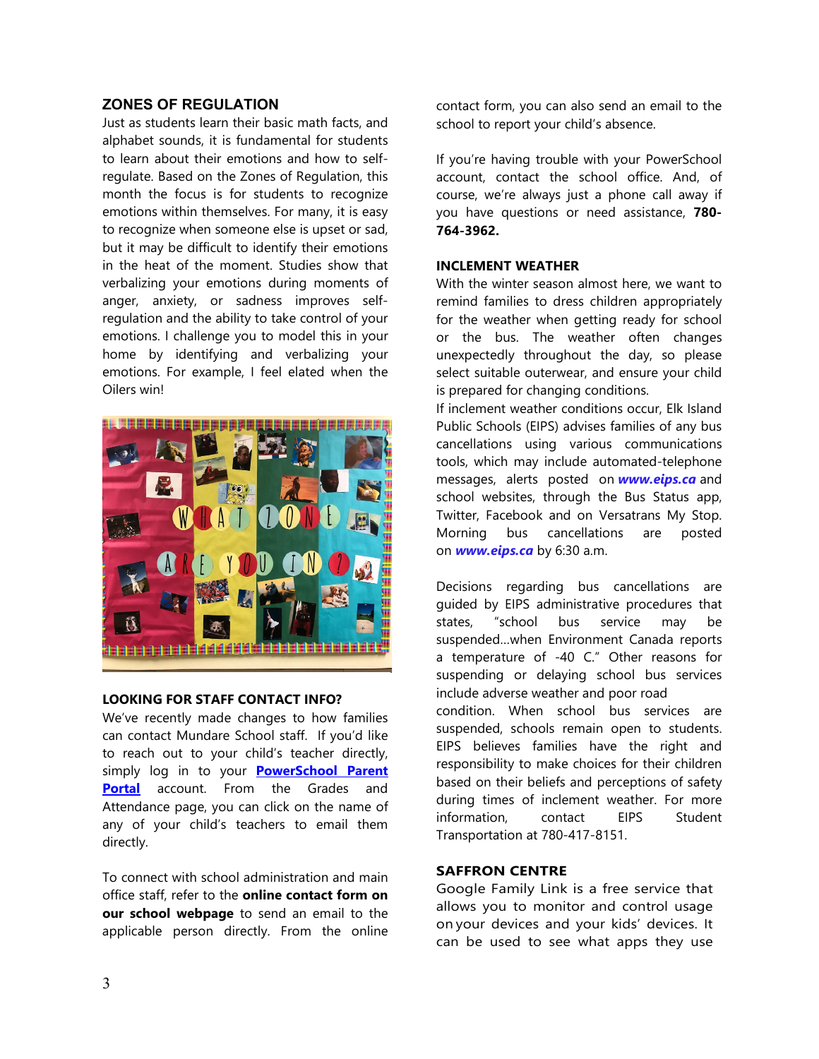## ZONES OF REGULATION

Just as students learn their basic math facts, and alphabet sounds, it is fundamental for students to learn about their emotions and how to self-regulate. Based on the Zones of Regulation, this month the focus is for students to recognize emotions within themselves. For many, it is easy to recognize when someone else is upset or sad, but it may be difficult to identify their emotions in the heat of the moment. Studies show that verbalizing your emotions during moments of anger, anxiety, or sadness improves self-regulation and the ability to take control of your emotions. I challenge you to model this in your home by identifying and verbalizing your emotions. For example, I feel elated when the Oilers win!

## LOOKING FOR STAFF CONTACT INFO?

We've recently made changes to how families can contact Mundare School staff. If you'd like to reach out to your child's teacher directly, simply log in to your **PowerSchool Parent Portal** account. From the Grades and Attendance page, you can click on the name of any of your child's teachers to email them directly.

To connect with school administration and main office staff, refer to the **online contact form on our school webpage** to send an email to the applicable person directly. From the online contact form, you can also send an email to the school to report your child's absence.

If you're having trouble with your PowerSchool account, contact the school office. And, of course, we're always just a phone call away if you have questions or need assistance, **780-764-3962.**

## INCLEMENT WEATHER

With the winter season almost here, we want to remind families to dress children appropriately for the weather when getting ready for school or the bus. The weather often changes unexpectedly throughout the day, so please select suitable outerwear, and ensure your child is prepared for changing conditions.

If inclement weather conditions occur, Elk Island Public Schools (EIPS) advises families of any bus cancellations using various communications tools, which may include automated-telephone messages, alerts posted on ***www.eips.ca*** and school websites, through the Bus Status app, Twitter, Facebook and on Versatrans My Stop. Morning bus cancellations are posted on ***www.eips.ca*** by 6:30 a.m.

Decisions regarding bus cancellations are guided by EIPS administrative procedures that states, "school bus service may be suspended…when Environment Canada reports a temperature of -40 C." Other reasons for suspending or delaying school bus services include adverse weather and poor road condition. When school bus services are suspended, schools remain open to students. EIPS believes families have the right and responsibility to make choices for their children based on their beliefs and perceptions of safety during times of inclement weather. For more information, contact EIPS Student Transportation at 780-417-8151.

## SAFFRON CENTRE

Google Family Link is a free service that allows you to monitor and control usage on your devices and your kids' devices. It can be used to see what apps they use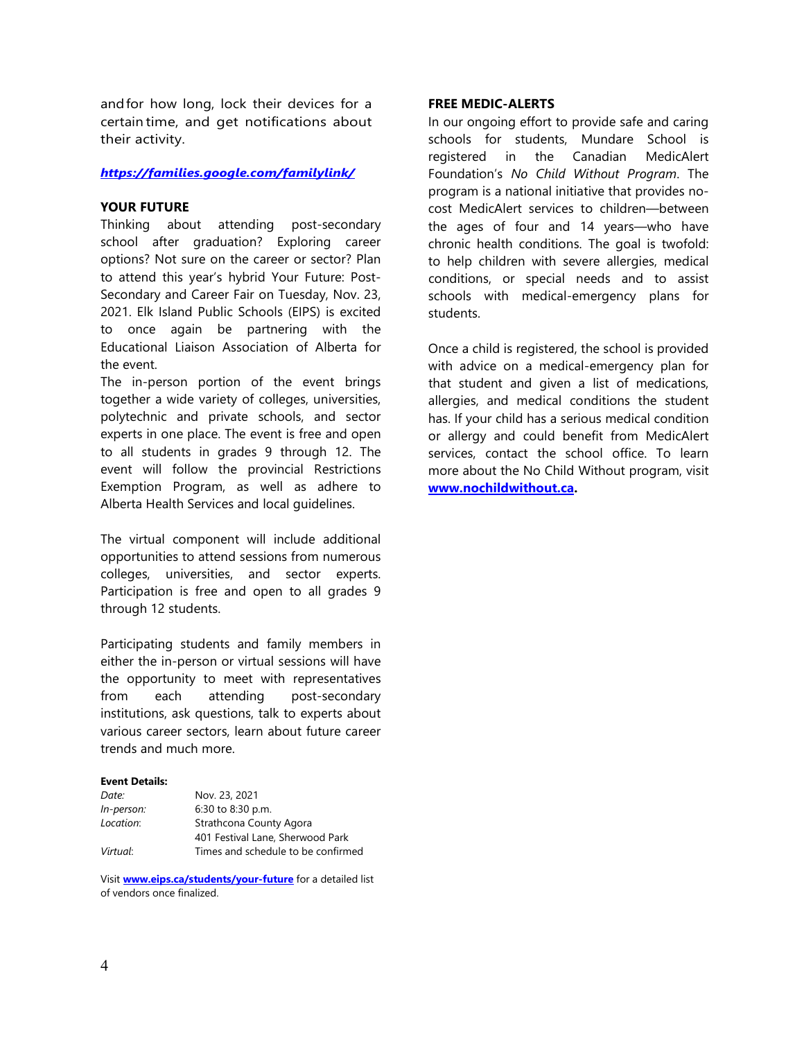and for how long, lock their devices for a certain time, and get notifications about their activity.

***https://families.google.com/familylink/***

**YOUR FUTURE**

Thinking about attending post-secondary school after graduation? Exploring career options? Not sure on the career or sector? Plan to attend this year's hybrid Your Future: Post-Secondary and Career Fair on Tuesday, Nov. 23, 2021. Elk Island Public Schools (EIPS) is excited to once again be partnering with the Educational Liaison Association of Alberta for the event.

The in-person portion of the event brings together a wide variety of colleges, universities, polytechnic and private schools, and sector experts in one place. The event is free and open to all students in grades 9 through 12. The event will follow the provincial Restrictions Exemption Program, as well as adhere to Alberta Health Services and local guidelines.

The virtual component will include additional opportunities to attend sessions from numerous colleges, universities, and sector experts. Participation is free and open to all grades 9 through 12 students.

Participating students and family members in either the in-person or virtual sessions will have the opportunity to meet with representatives from each attending post-secondary institutions, ask questions, talk to experts about various career sectors, learn about future career trends and much more.

**Event Details:**

| | |
|---|---|
| *Date:* | Nov. 23, 2021 |
| *In-person:* | 6:30 to 8:30 p.m. |
| *Location:* | Strathcona County Agora<br>401 Festival Lane, Sherwood Park |
| *Virtual:* | Times and schedule to be confirmed |

Visit **www.eips.ca/students/your-future** for a detailed list of vendors once finalized.

**FREE MEDIC-ALERTS**

In our ongoing effort to provide safe and caring schools for students, Mundare School is registered in the Canadian MedicAlert Foundation's *No Child Without Program*. The program is a national initiative that provides no-cost MedicAlert services to children—between the ages of four and 14 years—who have chronic health conditions. The goal is twofold: to help children with severe allergies, medical conditions, or special needs and to assist schools with medical-emergency plans for students.

Once a child is registered, the school is provided with advice on a medical-emergency plan for that student and given a list of medications, allergies, and medical conditions the student has. If your child has a serious medical condition or allergy and could benefit from MedicAlert services, contact the school office. To learn more about the No Child Without program, visit **www.nochildwithout.ca.**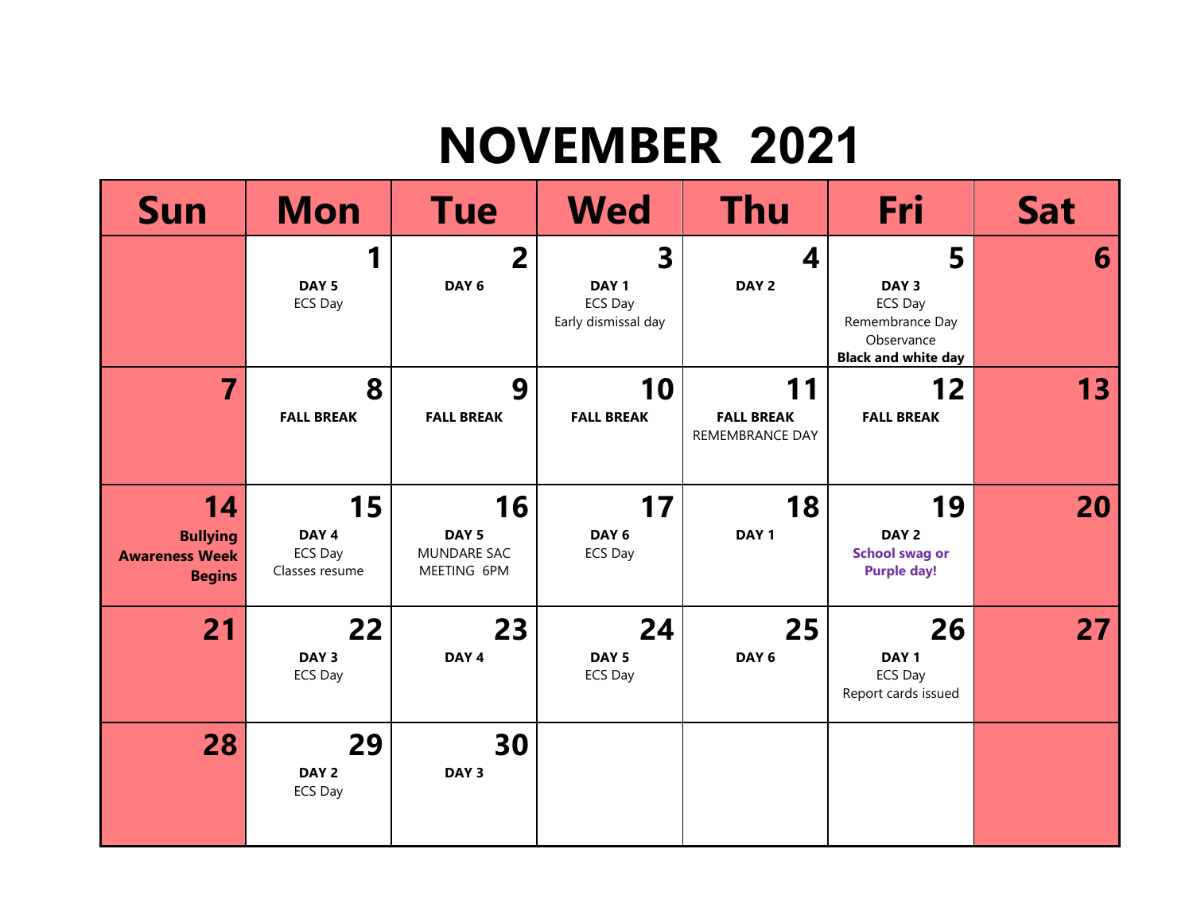# NOVEMBER 2021

| Sun | Mon | Tue | Wed | Thu | Fri | Sat |
|---|---|---|---|---|---|---|
| | **1**<br>**DAY 5**<br>ECS Day | **2**<br>**DAY 6** | **3**<br>**DAY 1**<br>ECS Day<br>Early dismissal day | **4**<br>**DAY 2** | **5**<br>**DAY 3**<br>ECS Day<br>Remembrance Day Observance<br>**Black and white day** | **6** |
| **7** | **8**<br>**FALL BREAK** | **9**<br>**FALL BREAK** | **10**<br>**FALL BREAK** | **11**<br>**FALL BREAK**<br>REMEMBRANCE DAY | **12**<br>**FALL BREAK** | **13** |
| **14**<br>**Bullying Awareness Week Begins** | **15**<br>**DAY 4**<br>ECS Day<br>Classes resume | **16**<br>**DAY 5**<br>MUNDARE SAC MEETING 6PM | **17**<br>**DAY 6**<br>ECS Day | **18**<br>**DAY 1** | **19**<br>**DAY 2**<br>**School swag or Purple day!** | **20** |
| **21** | **22**<br>**DAY 3**<br>ECS Day | **23**<br>**DAY 4** | **24**<br>**DAY 5**<br>ECS Day | **25**<br>**DAY 6** | **26**<br>**DAY 1**<br>ECS Day<br>Report cards issued | **27** |
| **28** | **29**<br>**DAY 2**<br>ECS Day | **30**<br>**DAY 3** | | | | |